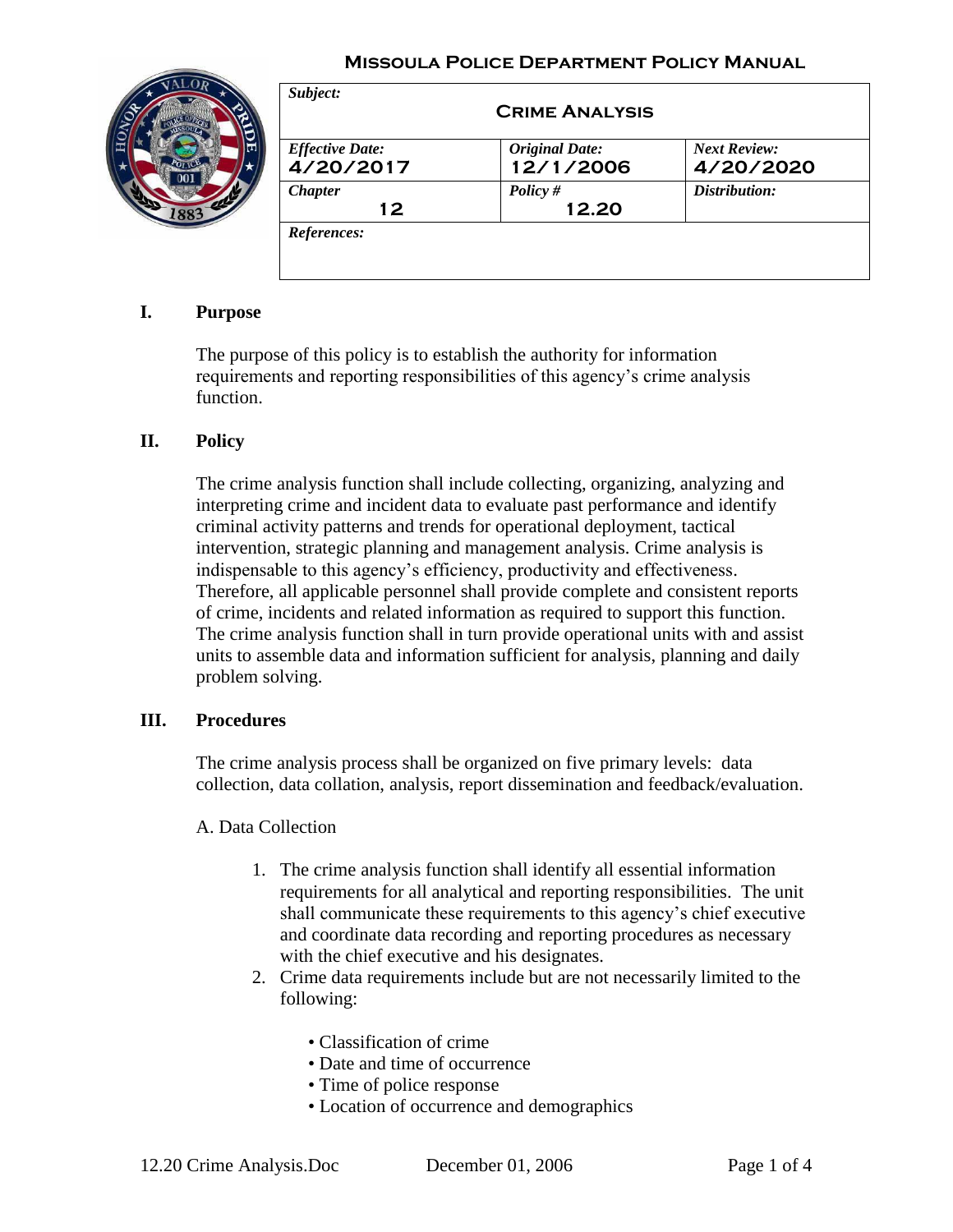**Missoula Police Department Policy Manual**

| *Subject:* **Crime Analysis** | | |
|---|---|---|
| *Effective Date:* 4/20/2017 | *Original Date:* 12/1/2006 | *Next Review:* 4/20/2020 |
| *Chapter* 12 | *Policy #* 12.20 | *Distribution:* |
| *References:* | | |

## I. Purpose

The purpose of this policy is to establish the authority for information requirements and reporting responsibilities of this agency's crime analysis function.

## II. Policy

The crime analysis function shall include collecting, organizing, analyzing and interpreting crime and incident data to evaluate past performance and identify criminal activity patterns and trends for operational deployment, tactical intervention, strategic planning and management analysis. Crime analysis is indispensable to this agency's efficiency, productivity and effectiveness. Therefore, all applicable personnel shall provide complete and consistent reports of crime, incidents and related information as required to support this function. The crime analysis function shall in turn provide operational units with and assist units to assemble data and information sufficient for analysis, planning and daily problem solving.

## III. Procedures

The crime analysis process shall be organized on five primary levels: data collection, data collation, analysis, report dissemination and feedback/evaluation.

A. Data Collection

1. The crime analysis function shall identify all essential information requirements for all analytical and reporting responsibilities. The unit shall communicate these requirements to this agency's chief executive and coordinate data recording and reporting procedures as necessary with the chief executive and his designates.
2. Crime data requirements include but are not necessarily limited to the following:
   - Classification of crime
   - Date and time of occurrence
   - Time of police response
   - Location of occurrence and demographics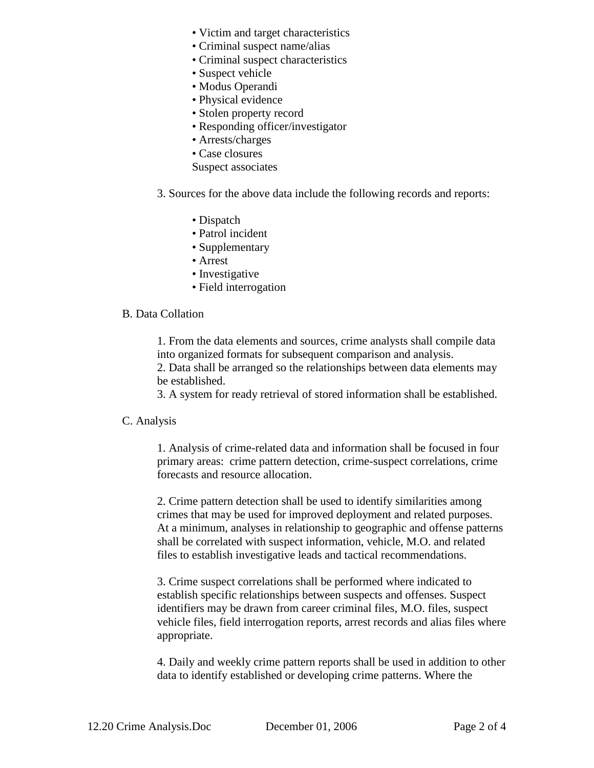- Victim and target characteristics
- Criminal suspect name/alias
- Criminal suspect characteristics
- Suspect vehicle
- Modus Operandi
- Physical evidence
- Stolen property record
- Responding officer/investigator
- Arrests/charges
- Case closures

Suspect associates

3. Sources for the above data include the following records and reports:

   - Dispatch
   - Patrol incident
   - Supplementary
   - Arrest
   - Investigative
   - Field interrogation

B. Data Collation

1. From the data elements and sources, crime analysts shall compile data into organized formats for subsequent comparison and analysis.
2. Data shall be arranged so the relationships between data elements may be established.
3. A system for ready retrieval of stored information shall be established.

C. Analysis

1. Analysis of crime-related data and information shall be focused in four primary areas: crime pattern detection, crime-suspect correlations, crime forecasts and resource allocation.

2. Crime pattern detection shall be used to identify similarities among crimes that may be used for improved deployment and related purposes. At a minimum, analyses in relationship to geographic and offense patterns shall be correlated with suspect information, vehicle, M.O. and related files to establish investigative leads and tactical recommendations.

3. Crime suspect correlations shall be performed where indicated to establish specific relationships between suspects and offenses. Suspect identifiers may be drawn from career criminal files, M.O. files, suspect vehicle files, field interrogation reports, arrest records and alias files where appropriate.

4. Daily and weekly crime pattern reports shall be used in addition to other data to identify established or developing crime patterns. Where the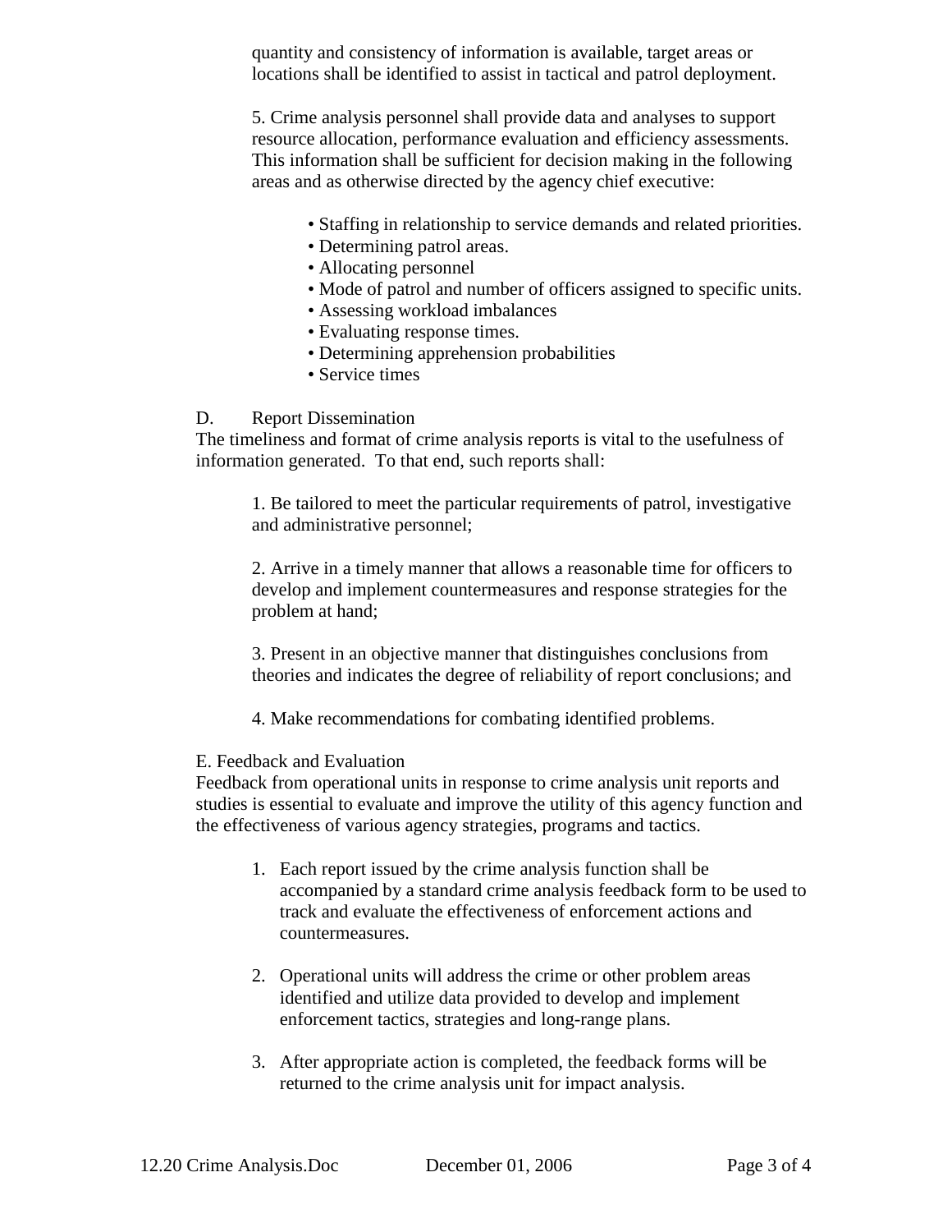quantity and consistency of information is available, target areas or locations shall be identified to assist in tactical and patrol deployment.

5. Crime analysis personnel shall provide data and analyses to support resource allocation, performance evaluation and efficiency assessments. This information shall be sufficient for decision making in the following areas and as otherwise directed by the agency chief executive:

- Staffing in relationship to service demands and related priorities.
- Determining patrol areas.
- Allocating personnel
- Mode of patrol and number of officers assigned to specific units.
- Assessing workload imbalances
- Evaluating response times.
- Determining apprehension probabilities
- Service times

D. Report Dissemination

The timeliness and format of crime analysis reports is vital to the usefulness of information generated. To that end, such reports shall:

1. Be tailored to meet the particular requirements of patrol, investigative and administrative personnel;

2. Arrive in a timely manner that allows a reasonable time for officers to develop and implement countermeasures and response strategies for the problem at hand;

3. Present in an objective manner that distinguishes conclusions from theories and indicates the degree of reliability of report conclusions; and

4. Make recommendations for combating identified problems.

E. Feedback and Evaluation

Feedback from operational units in response to crime analysis unit reports and studies is essential to evaluate and improve the utility of this agency function and the effectiveness of various agency strategies, programs and tactics.

1. Each report issued by the crime analysis function shall be accompanied by a standard crime analysis feedback form to be used to track and evaluate the effectiveness of enforcement actions and countermeasures.

2. Operational units will address the crime or other problem areas identified and utilize data provided to develop and implement enforcement tactics, strategies and long-range plans.

3. After appropriate action is completed, the feedback forms will be returned to the crime analysis unit for impact analysis.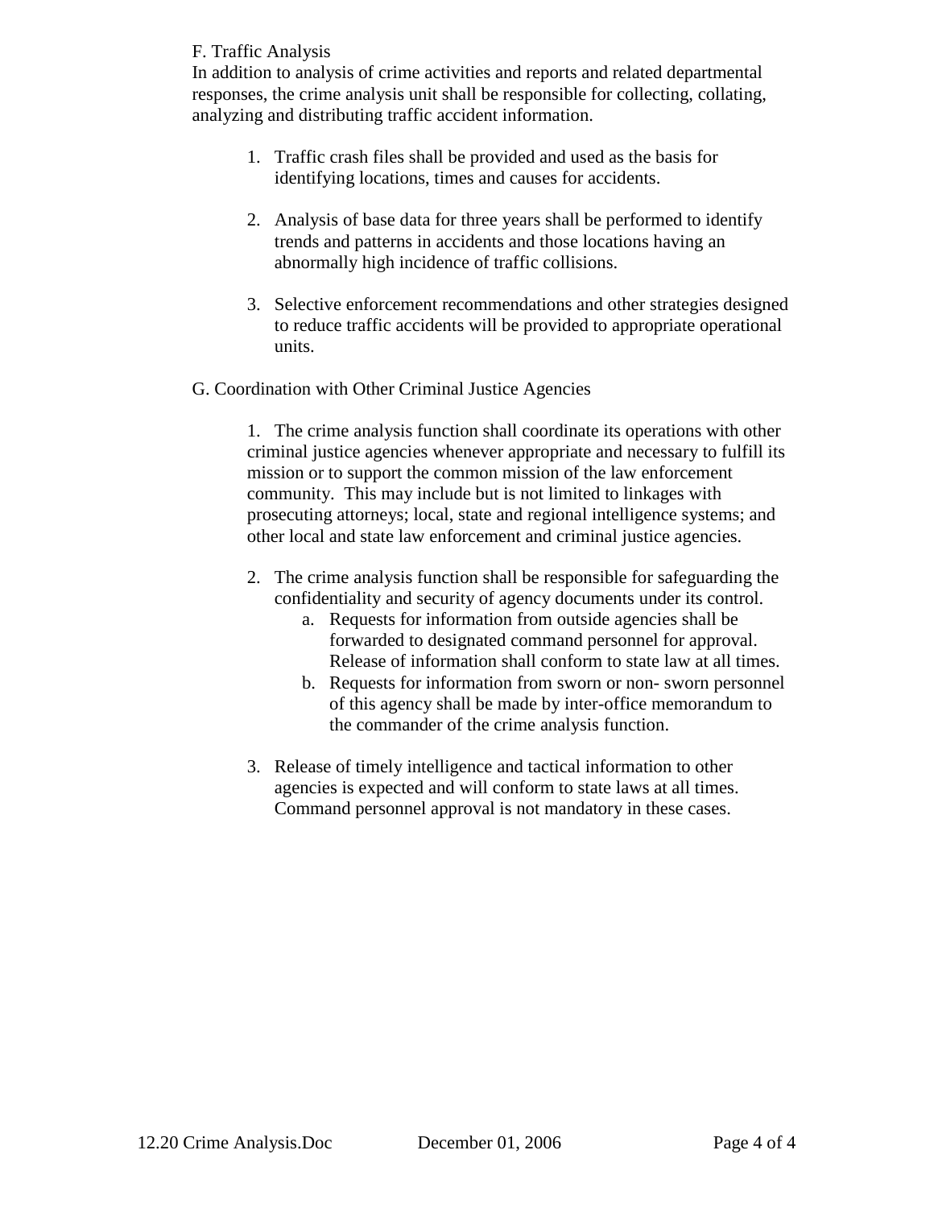F. Traffic Analysis

In addition to analysis of crime activities and reports and related departmental responses, the crime analysis unit shall be responsible for collecting, collating, analyzing and distributing traffic accident information.

1. Traffic crash files shall be provided and used as the basis for identifying locations, times and causes for accidents.

2. Analysis of base data for three years shall be performed to identify trends and patterns in accidents and those locations having an abnormally high incidence of traffic collisions.

3. Selective enforcement recommendations and other strategies designed to reduce traffic accidents will be provided to appropriate operational units.

G. Coordination with Other Criminal Justice Agencies

1. The crime analysis function shall coordinate its operations with other criminal justice agencies whenever appropriate and necessary to fulfill its mission or to support the common mission of the law enforcement community. This may include but is not limited to linkages with prosecuting attorneys; local, state and regional intelligence systems; and other local and state law enforcement and criminal justice agencies.

2. The crime analysis function shall be responsible for safeguarding the confidentiality and security of agency documents under its control.
   a. Requests for information from outside agencies shall be forwarded to designated command personnel for approval. Release of information shall conform to state law at all times.
   b. Requests for information from sworn or non- sworn personnel of this agency shall be made by inter-office memorandum to the commander of the crime analysis function.

3. Release of timely intelligence and tactical information to other agencies is expected and will conform to state laws at all times. Command personnel approval is not mandatory in these cases.